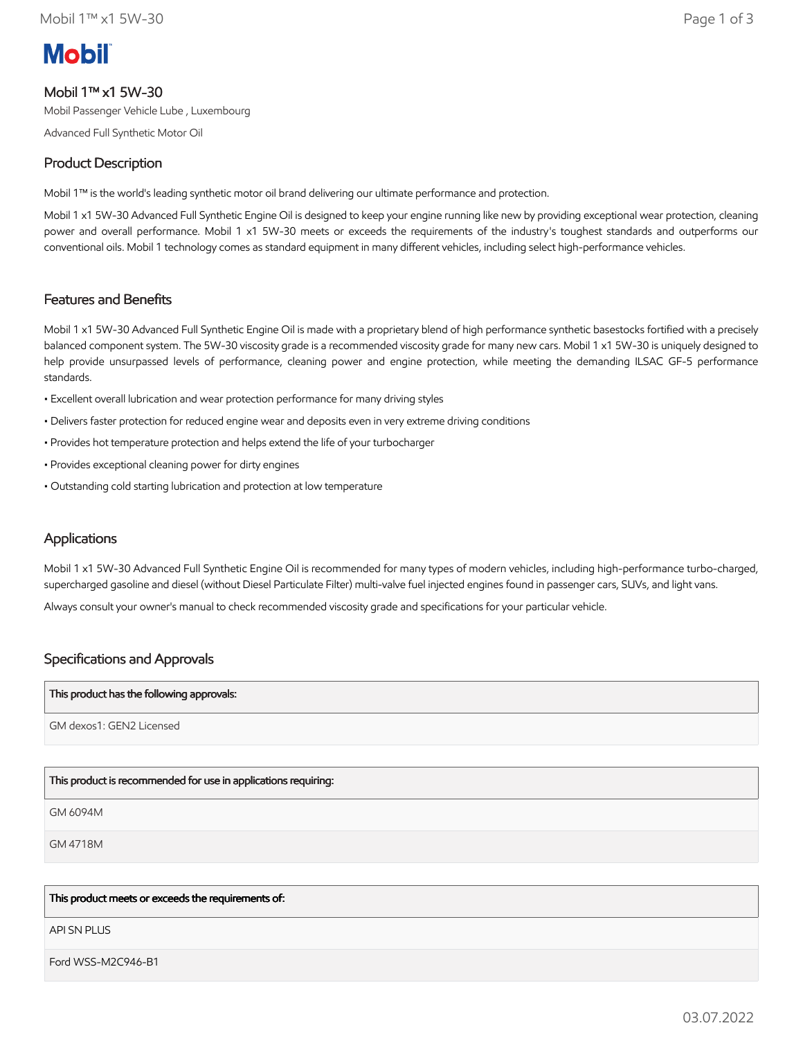**Mobil**

# Mobil 1™ x1 5W-30

Mobil Passenger Vehicle Lube , Luxembourg

Advanced Full Synthetic Motor Oil

## Product Description

Mobil 1™ is the world's leading synthetic motor oil brand delivering our ultimate performance and protection.

Mobil 1 x1 5W-30 Advanced Full Synthetic Engine Oil is designed to keep your engine running like new by providing exceptional wear protection, cleaning power and overall performance. Mobil 1 x1 5W-30 meets or exceeds the requirements of the industry's toughest standards and outperforms our conventional oils. Mobil 1 technology comes as standard equipment in many different vehicles, including select high-performance vehicles.

## Features and Benefits

Mobil 1 x1 5W-30 Advanced Full Synthetic Engine Oil is made with a proprietary blend of high performance synthetic basestocks fortified with a precisely balanced component system. The 5W-30 viscosity grade is a recommended viscosity grade for many new cars. Mobil 1 x1 5W-30 is uniquely designed to help provide unsurpassed levels of performance, cleaning power and engine protection, while meeting the demanding ILSAC GF-5 performance standards.

- Excellent overall lubrication and wear protection performance for many driving styles
- Delivers faster protection for reduced engine wear and deposits even in very extreme driving conditions
- Provides hot temperature protection and helps extend the life of your turbocharger
- Provides exceptional cleaning power for dirty engines
- Outstanding cold starting lubrication and protection at low temperature

## Applications

Mobil 1 x1 5W-30 Advanced Full Synthetic Engine Oil is recommended for many types of modern vehicles, including high-performance turbo-charged, supercharged gasoline and diesel (without Diesel Particulate Filter) multi-valve fuel injected engines found in passenger cars, SUVs, and light vans.

Always consult your owner's manual to check recommended viscosity grade and specifications for your particular vehicle.

## Specifications and Approvals

| This product has the following approvals: |
| --- |
| GM dexos1: GEN2 Licensed |

| This product is recommended for use in applications requiring: |
| --- |
| GM 6094M |
| GM 4718M |

| This product meets or exceeds the requirements of: |
| --- |
| API SN PLUS |
| Ford WSS-M2C946-B1 |

03.07.2022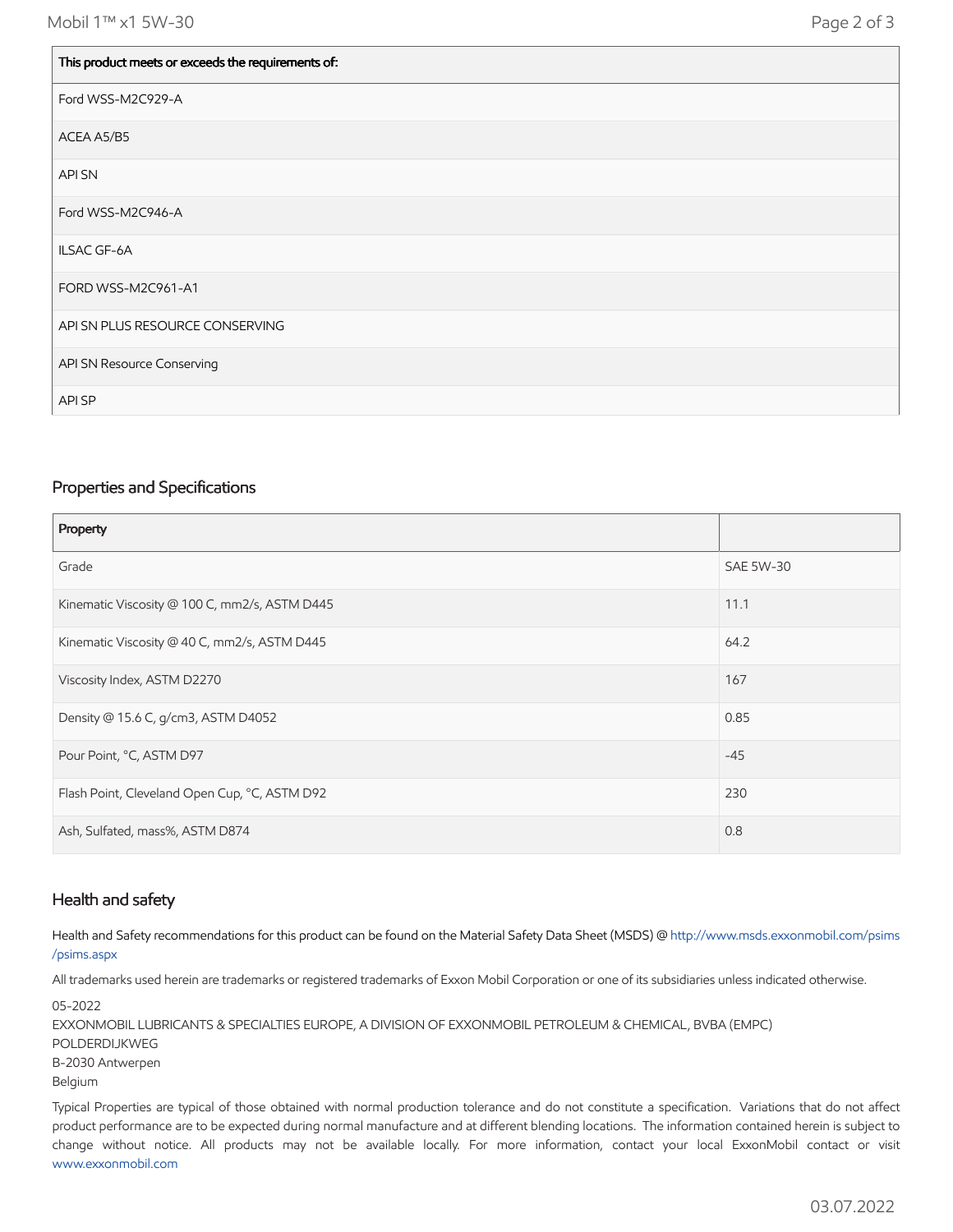| This product meets or exceeds the requirements of: |
| --- |
| Ford WSS-M2C929-A |
| ACEA A5/B5 |
| API SN |
| Ford WSS-M2C946-A |
| ILSAC GF-6A |
| FORD WSS-M2C961-A1 |
| API SN PLUS RESOURCE CONSERVING |
| API SN Resource Conserving |
| API SP |

## Properties and Specifications

| Property | |
| --- | --- |
| Grade | SAE 5W-30 |
| Kinematic Viscosity @ 100 C, mm2/s, ASTM D445 | 11.1 |
| Kinematic Viscosity @ 40 C, mm2/s, ASTM D445 | 64.2 |
| Viscosity Index, ASTM D2270 | 167 |
| Density @ 15.6 C, g/cm3, ASTM D4052 | 0.85 |
| Pour Point, °C, ASTM D97 | -45 |
| Flash Point, Cleveland Open Cup, °C, ASTM D92 | 230 |
| Ash, Sulfated, mass%, ASTM D874 | 0.8 |

## Health and safety

Health and Safety recommendations for this product can be found on the Material Safety Data Sheet (MSDS) @ http://www.msds.exxonmobil.com/psims/psims.aspx

All trademarks used herein are trademarks or registered trademarks of Exxon Mobil Corporation or one of its subsidiaries unless indicated otherwise.

05-2022
EXXONMOBIL LUBRICANTS & SPECIALTIES EUROPE, A DIVISION OF EXXONMOBIL PETROLEUM & CHEMICAL, BVBA (EMPC)
POLDERDIJKWEG
B-2030 Antwerpen
Belgium

Typical Properties are typical of those obtained with normal production tolerance and do not constitute a specification. Variations that do not affect product performance are to be expected during normal manufacture and at different blending locations. The information contained herein is subject to change without notice. All products may not be available locally. For more information, contact your local ExxonMobil contact or visit www.exxonmobil.com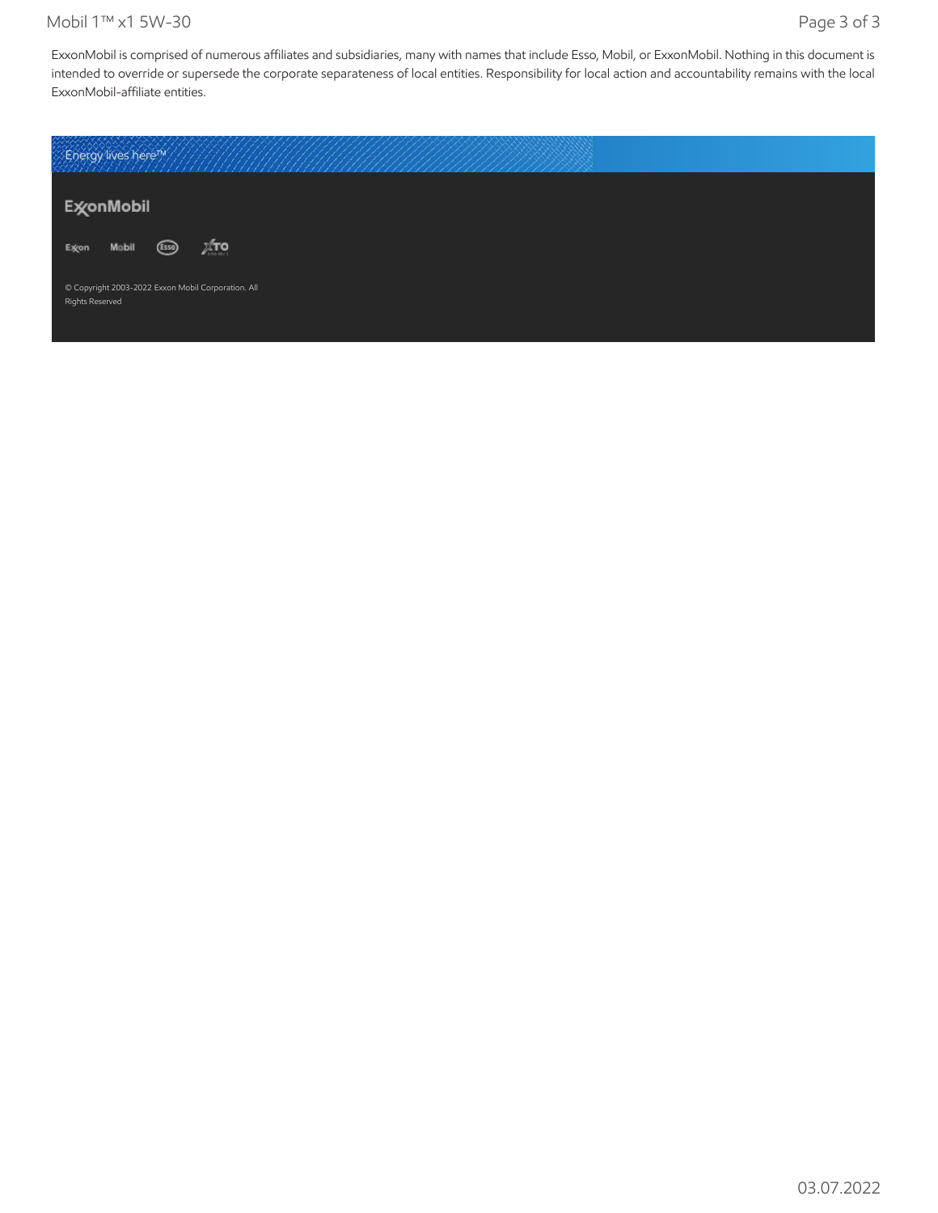ExxonMobil is comprised of numerous affiliates and subsidiaries, many with names that include Esso, Mobil, or ExxonMobil. Nothing in this document is intended to override or supersede the corporate separateness of local entities. Responsibility for local action and accountability remains with the local ExxonMobil-affiliate entities.

Energy lives here™

ExxonMobil

Exxon Mobil Esso XTO

© Copyright 2003-2022 Exxon Mobil Corporation. All Rights Reserved

03.07.2022